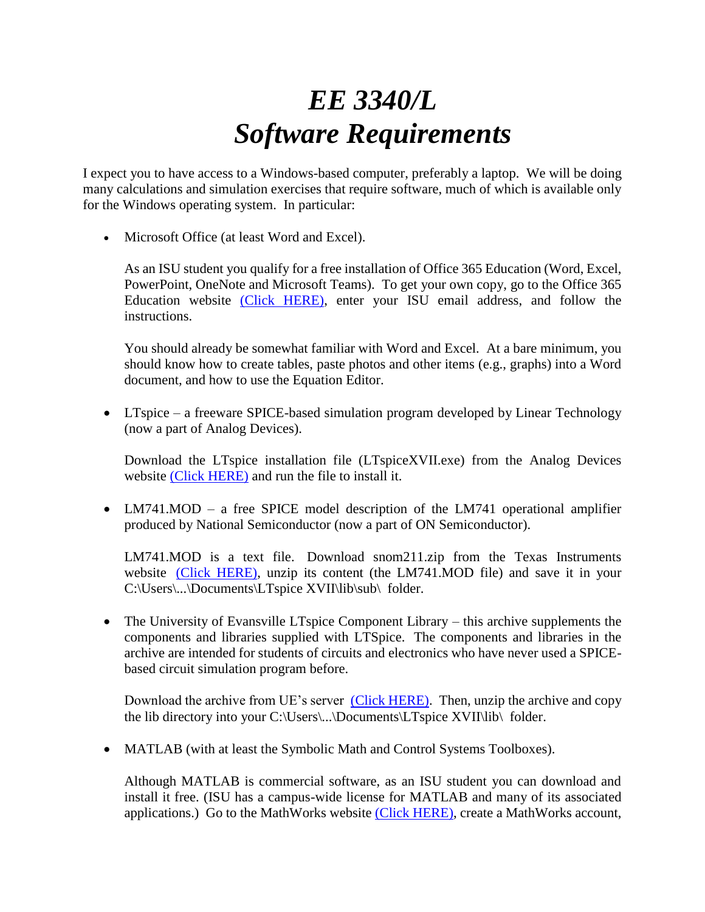# *EE 3340/L*
# *Software Requirements*

I expect you to have access to a Windows-based computer, preferably a laptop. We will be doing many calculations and simulation exercises that require software, much of which is available only for the Windows operating system. In particular:

- Microsoft Office (at least Word and Excel).

  As an ISU student you qualify for a free installation of Office 365 Education (Word, Excel, PowerPoint, OneNote and Microsoft Teams). To get your own copy, go to the Office 365 Education website (Click HERE), enter your ISU email address, and follow the instructions.

  You should already be somewhat familiar with Word and Excel. At a bare minimum, you should know how to create tables, paste photos and other items (e.g., graphs) into a Word document, and how to use the Equation Editor.

- LTspice – a freeware SPICE-based simulation program developed by Linear Technology (now a part of Analog Devices).

  Download the LTspice installation file (LTspiceXVII.exe) from the Analog Devices website (Click HERE) and run the file to install it.

- LM741.MOD – a free SPICE model description of the LM741 operational amplifier produced by National Semiconductor (now a part of ON Semiconductor).

  LM741.MOD is a text file. Download snom211.zip from the Texas Instruments website (Click HERE), unzip its content (the LM741.MOD file) and save it in your C:\Users\...\Documents\LTspice XVII\lib\sub\ folder.

- The University of Evansville LTspice Component Library – this archive supplements the components and libraries supplied with LTSpice. The components and libraries in the archive are intended for students of circuits and electronics who have never used a SPICE-based circuit simulation program before.

  Download the archive from UE's server (Click HERE). Then, unzip the archive and copy the lib directory into your C:\Users\...\Documents\LTspice XVII\lib\ folder.

- MATLAB (with at least the Symbolic Math and Control Systems Toolboxes).

  Although MATLAB is commercial software, as an ISU student you can download and install it free. (ISU has a campus-wide license for MATLAB and many of its associated applications.) Go to the MathWorks website (Click HERE), create a MathWorks account,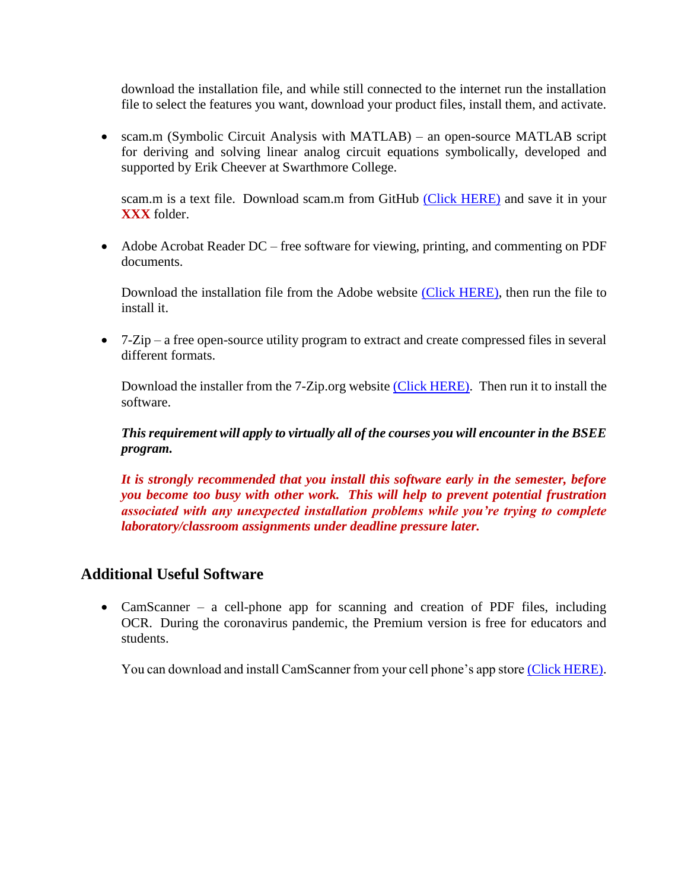download the installation file, and while still connected to the internet run the installation file to select the features you want, download your product files, install them, and activate.

- scam.m (Symbolic Circuit Analysis with MATLAB) – an open-source MATLAB script for deriving and solving linear analog circuit equations symbolically, developed and supported by Erik Cheever at Swarthmore College.

  scam.m is a text file. Download scam.m from GitHub (Click HERE) and save it in your **XXX** folder.

- Adobe Acrobat Reader DC – free software for viewing, printing, and commenting on PDF documents.

  Download the installation file from the Adobe website (Click HERE), then run the file to install it.

- 7-Zip – a free open-source utility program to extract and create compressed files in several different formats.

  Download the installer from the 7-Zip.org website (Click HERE). Then run it to install the software.

***This requirement will apply to virtually all of the courses you will encounter in the BSEE program.***

***It is strongly recommended that you install this software early in the semester, before you become too busy with other work. This will help to prevent potential frustration associated with any unexpected installation problems while you're trying to complete laboratory/classroom assignments under deadline pressure later.***

## Additional Useful Software

- CamScanner – a cell-phone app for scanning and creation of PDF files, including OCR. During the coronavirus pandemic, the Premium version is free for educators and students.

  You can download and install CamScanner from your cell phone's app store (Click HERE).